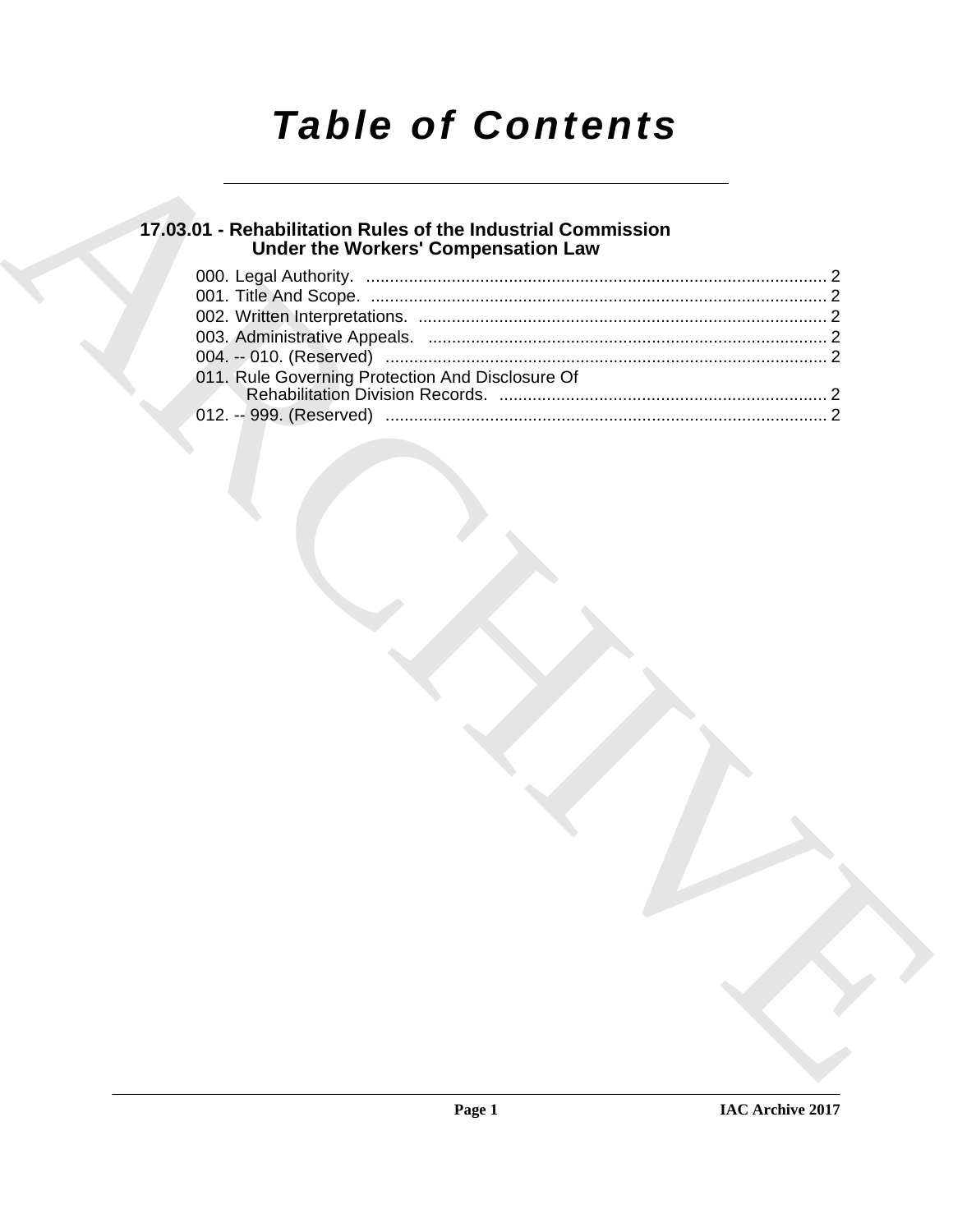# Table of Contents

## 17.03.01 - Rehabilitation Rules of the Industrial Commission Under the Workers' Compensation Law

000. Legal Authority. ................................................................................................ 2
001. Title And Scope. ................................................................................................ 2
002. Written Interpretations. ...................................................................................... 2
003. Administrative Appeals. .................................................................................... 2
004. -- 010. (Reserved) ............................................................................................ 2
011. Rule Governing Protection And Disclosure Of Rehabilitation Division Records. ..................................................................... 2
012. -- 999. (Reserved) ............................................................................................ 2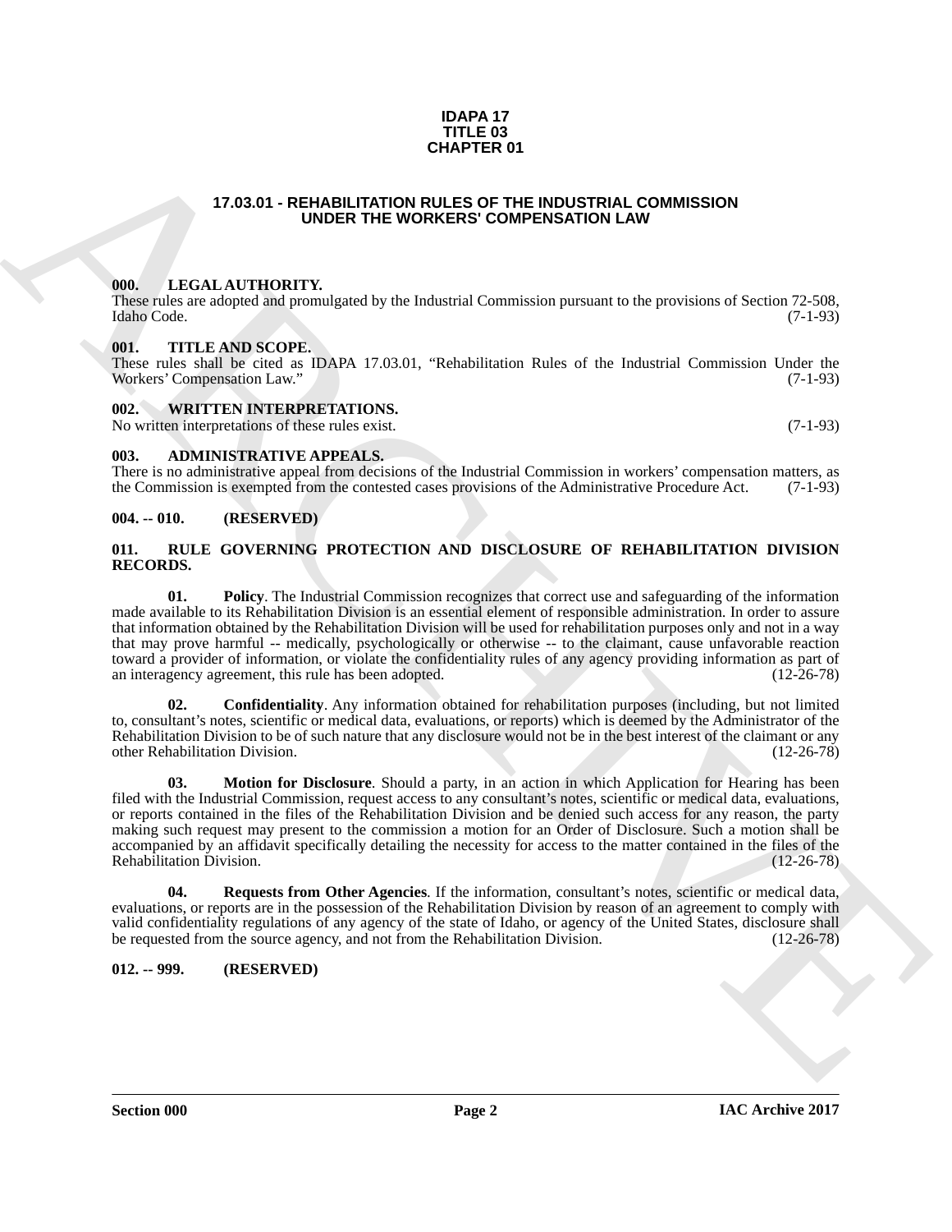**IDAPA 17**
**TITLE 03**
**CHAPTER 01**

## 17.03.01 - REHABILITATION RULES OF THE INDUSTRIAL COMMISSION UNDER THE WORKERS' COMPENSATION LAW

### 000. LEGAL AUTHORITY.

These rules are adopted and promulgated by the Industrial Commission pursuant to the provisions of Section 72-508, Idaho Code. (7-1-93)

### 001. TITLE AND SCOPE.

These rules shall be cited as IDAPA 17.03.01, "Rehabilitation Rules of the Industrial Commission Under the Workers' Compensation Law." (7-1-93)

### 002. WRITTEN INTERPRETATIONS.

No written interpretations of these rules exist. (7-1-93)

### 003. ADMINISTRATIVE APPEALS.

There is no administrative appeal from decisions of the Industrial Commission in workers' compensation matters, as the Commission is exempted from the contested cases provisions of the Administrative Procedure Act. (7-1-93)

### 004. -- 010. (RESERVED)

### 011. RULE GOVERNING PROTECTION AND DISCLOSURE OF REHABILITATION DIVISION RECORDS.

**01. Policy**. The Industrial Commission recognizes that correct use and safeguarding of the information made available to its Rehabilitation Division is an essential element of responsible administration. In order to assure that information obtained by the Rehabilitation Division will be used for rehabilitation purposes only and not in a way that may prove harmful -- medically, psychologically or otherwise -- to the claimant, cause unfavorable reaction toward a provider of information, or violate the confidentiality rules of any agency providing information as part of an interagency agreement, this rule has been adopted. (12-26-78)

**02. Confidentiality**. Any information obtained for rehabilitation purposes (including, but not limited to, consultant's notes, scientific or medical data, evaluations, or reports) which is deemed by the Administrator of the Rehabilitation Division to be of such nature that any disclosure would not be in the best interest of the claimant or any other Rehabilitation Division. (12-26-78)

**03. Motion for Disclosure**. Should a party, in an action in which Application for Hearing has been filed with the Industrial Commission, request access to any consultant's notes, scientific or medical data, evaluations, or reports contained in the files of the Rehabilitation Division and be denied such access for any reason, the party making such request may present to the commission a motion for an Order of Disclosure. Such a motion shall be accompanied by an affidavit specifically detailing the necessity for access to the matter contained in the files of the Rehabilitation Division. (12-26-78)

**04. Requests from Other Agencies**. If the information, consultant's notes, scientific or medical data, evaluations, or reports are in the possession of the Rehabilitation Division by reason of an agreement to comply with valid confidentiality regulations of any agency of the state of Idaho, or agency of the United States, disclosure shall be requested from the source agency, and not from the Rehabilitation Division. (12-26-78)

### 012. -- 999. (RESERVED)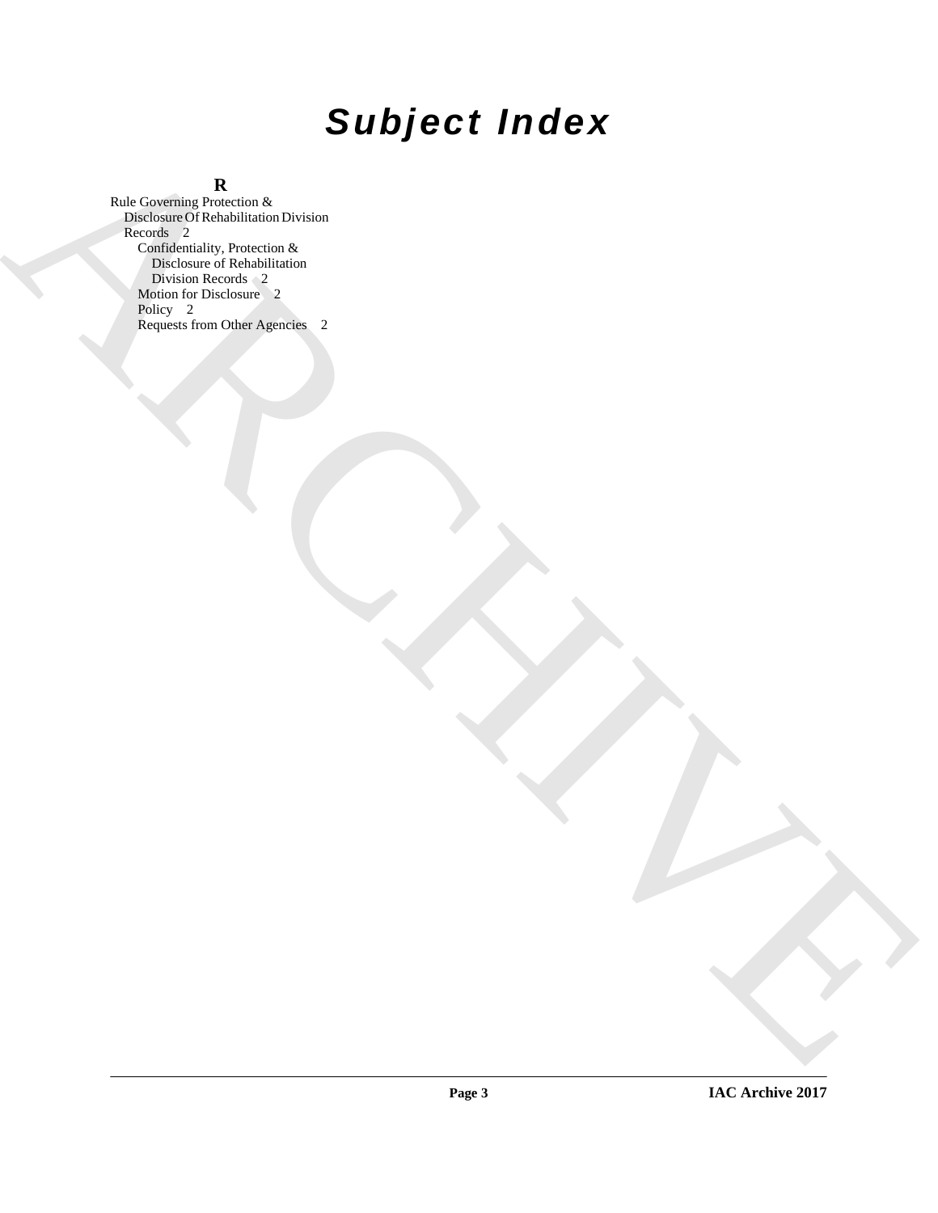# *Subject Index*

**R**

Rule Governing Protection & Disclosure Of Rehabilitation Division Records 2
- Confidentiality, Protection & Disclosure of Rehabilitation Division Records 2
- Motion for Disclosure 2
- Policy 2
- Requests from Other Agencies 2